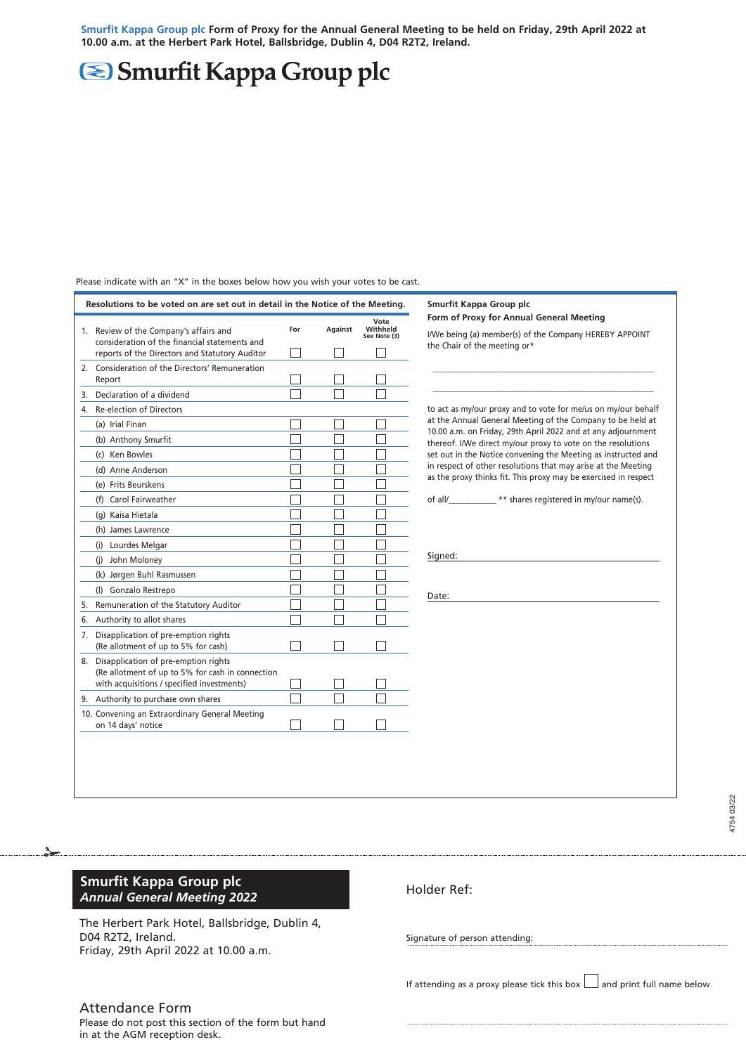**Smurfit Kappa Group plc Form of Proxy for the Annual General Meeting to be held on Friday, 29th April 2022 at 10.00 a.m. at the Herbert Park Hotel, Ballsbridge, Dublin 4, D04 R2T2, Ireland.**

# Smurfit Kappa Group plc

Please indicate with an "X" in the boxes below how you wish your votes to be cast.

**Resolutions to be voted on are set out in detail in the Notice of the Meeting.**

| Resolution | For | Against | Vote Withheld See Note (3) |
|---|---|---|---|
| 1. Review of the Company's affairs and consideration of the financial statements and reports of the Directors and Statutory Auditor | ☐ | ☐ | ☐ |
| 2. Consideration of the Directors' Remuneration Report | ☐ | ☐ | ☐ |
| 3. Declaration of a dividend | ☐ | ☐ | ☐ |
| 4. Re-election of Directors | | | |
| (a) Irial Finan | ☐ | ☐ | ☐ |
| (b) Anthony Smurfit | ☐ | ☐ | ☐ |
| (c) Ken Bowles | ☐ | ☐ | ☐ |
| (d) Anne Anderson | ☐ | ☐ | ☐ |
| (e) Frits Beurskens | ☐ | ☐ | ☐ |
| (f) Carol Fairweather | ☐ | ☐ | ☐ |
| (g) Kaisa Hietala | ☐ | ☐ | ☐ |
| (h) James Lawrence | ☐ | ☐ | ☐ |
| (i) Lourdes Melgar | ☐ | ☐ | ☐ |
| (j) John Moloney | ☐ | ☐ | ☐ |
| (k) Jorgen Buhl Rasmussen | ☐ | ☐ | ☐ |
| (l) Gonzalo Restrepo | ☐ | ☐ | ☐ |
| 5. Remuneration of the Statutory Auditor | ☐ | ☐ | ☐ |
| 6. Authority to allot shares | ☐ | ☐ | ☐ |
| 7. Disapplication of pre-emption rights (Re allotment of up to 5% for cash) | ☐ | ☐ | ☐ |
| 8. Disapplication of pre-emption rights (Re allotment of up to 5% for cash in connection with acquisitions / specified investments) | ☐ | ☐ | ☐ |
| 9. Authority to purchase own shares | ☐ | ☐ | ☐ |
| 10. Convening an Extraordinary General Meeting on 14 days' notice | ☐ | ☐ | ☐ |

**Smurfit Kappa Group plc**
**Form of Proxy for Annual General Meeting**

I/We being (a) member(s) of the Company HEREBY APPOINT the Chair of the meeting or*

\_\_\_\_\_\_\_\_\_\_\_\_\_\_\_\_\_\_\_\_\_\_\_\_\_\_\_\_\_\_\_\_\_\_\_\_\_\_\_\_

\_\_\_\_\_\_\_\_\_\_\_\_\_\_\_\_\_\_\_\_\_\_\_\_\_\_\_\_\_\_\_\_\_\_\_\_\_\_\_\_

to act as my/our proxy and to vote for me/us on my/our behalf at the Annual General Meeting of the Company to be held at 10.00 a.m. on Friday, 29th April 2022 and at any adjournment thereof. I/We direct my/our proxy to vote on the resolutions set out in the Notice convening the Meeting as instructed and in respect of other resolutions that may arise at the Meeting as the proxy thinks fit. This proxy may be exercised in respect

of all/\_\_\_\_\_\_\_\_\_\_ ** shares registered in my/our name(s).

Signed: \_\_\_\_\_\_\_\_\_\_\_\_\_\_\_\_\_\_\_\_\_\_\_\_\_\_\_\_

Date: \_\_\_\_\_\_\_\_\_\_\_\_\_\_\_\_\_\_\_\_\_\_\_\_\_\_\_\_

4754 03/22

---

## Smurfit Kappa Group plc
### *Annual General Meeting 2022*

The Herbert Park Hotel, Ballsbridge, Dublin 4, D04 R2T2, Ireland.
Friday, 29th April 2022 at 10.00 a.m.

## Attendance Form

Please do not post this section of the form but hand in at the AGM reception desk.

Holder Ref:

Signature of person attending: \_\_\_\_\_\_\_\_\_\_\_\_\_\_\_\_\_\_\_\_\_\_\_\_\_\_\_\_

If attending as a proxy please tick this box ☐ and print full name below

\_\_\_\_\_\_\_\_\_\_\_\_\_\_\_\_\_\_\_\_\_\_\_\_\_\_\_\_\_\_\_\_\_\_\_\_\_\_\_\_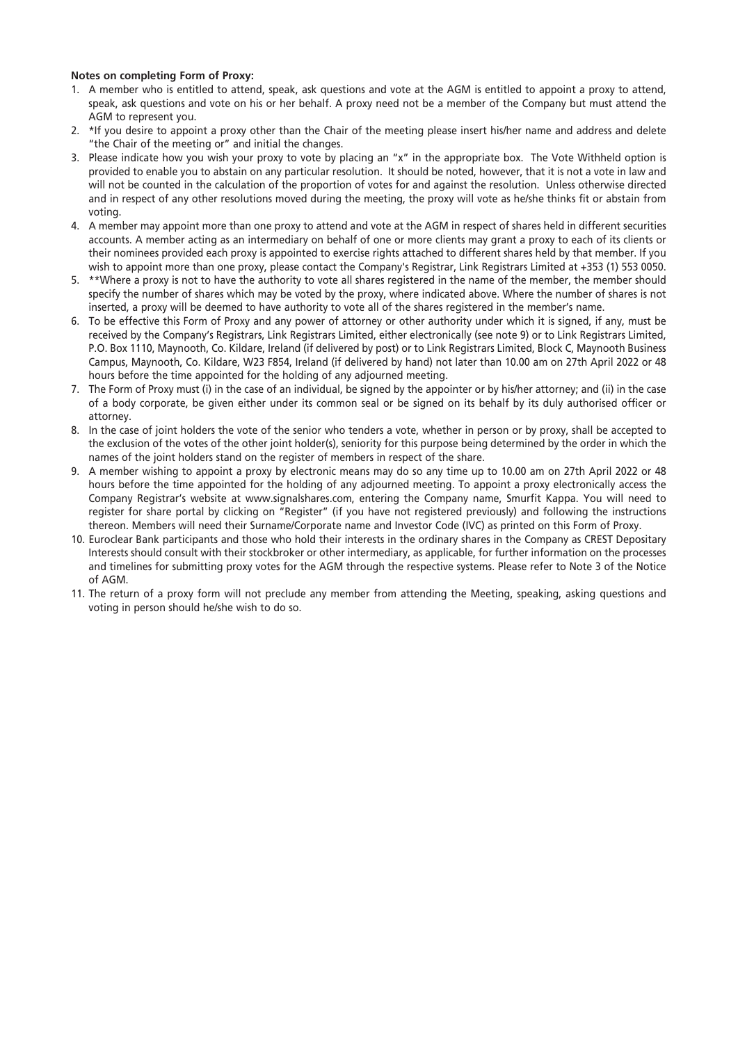**Notes on completing Form of Proxy:**

1. A member who is entitled to attend, speak, ask questions and vote at the AGM is entitled to appoint a proxy to attend, speak, ask questions and vote on his or her behalf. A proxy need not be a member of the Company but must attend the AGM to represent you.
2. *If you desire to appoint a proxy other than the Chair of the meeting please insert his/her name and address and delete "the Chair of the meeting or" and initial the changes.
3. Please indicate how you wish your proxy to vote by placing an "x" in the appropriate box. The Vote Withheld option is provided to enable you to abstain on any particular resolution. It should be noted, however, that it is not a vote in law and will not be counted in the calculation of the proportion of votes for and against the resolution. Unless otherwise directed and in respect of any other resolutions moved during the meeting, the proxy will vote as he/she thinks fit or abstain from voting.
4. A member may appoint more than one proxy to attend and vote at the AGM in respect of shares held in different securities accounts. A member acting as an intermediary on behalf of one or more clients may grant a proxy to each of its clients or their nominees provided each proxy is appointed to exercise rights attached to different shares held by that member. If you wish to appoint more than one proxy, please contact the Company's Registrar, Link Registrars Limited at +353 (1) 553 0050.
5. **Where a proxy is not to have the authority to vote all shares registered in the name of the member, the member should specify the number of shares which may be voted by the proxy, where indicated above. Where the number of shares is not inserted, a proxy will be deemed to have authority to vote all of the shares registered in the member's name.
6. To be effective this Form of Proxy and any power of attorney or other authority under which it is signed, if any, must be received by the Company's Registrars, Link Registrars Limited, either electronically (see note 9) or to Link Registrars Limited, P.O. Box 1110, Maynooth, Co. Kildare, Ireland (if delivered by post) or to Link Registrars Limited, Block C, Maynooth Business Campus, Maynooth, Co. Kildare, W23 F854, Ireland (if delivered by hand) not later than 10.00 am on 27th April 2022 or 48 hours before the time appointed for the holding of any adjourned meeting.
7. The Form of Proxy must (i) in the case of an individual, be signed by the appointer or by his/her attorney; and (ii) in the case of a body corporate, be given either under its common seal or be signed on its behalf by its duly authorised officer or attorney.
8. In the case of joint holders the vote of the senior who tenders a vote, whether in person or by proxy, shall be accepted to the exclusion of the votes of the other joint holder(s), seniority for this purpose being determined by the order in which the names of the joint holders stand on the register of members in respect of the share.
9. A member wishing to appoint a proxy by electronic means may do so any time up to 10.00 am on 27th April 2022 or 48 hours before the time appointed for the holding of any adjourned meeting. To appoint a proxy electronically access the Company Registrar's website at www.signalshares.com, entering the Company name, Smurfit Kappa. You will need to register for share portal by clicking on "Register" (if you have not registered previously) and following the instructions thereon. Members will need their Surname/Corporate name and Investor Code (IVC) as printed on this Form of Proxy.
10. Euroclear Bank participants and those who hold their interests in the ordinary shares in the Company as CREST Depositary Interests should consult with their stockbroker or other intermediary, as applicable, for further information on the processes and timelines for submitting proxy votes for the AGM through the respective systems. Please refer to Note 3 of the Notice of AGM.
11. The return of a proxy form will not preclude any member from attending the Meeting, speaking, asking questions and voting in person should he/she wish to do so.